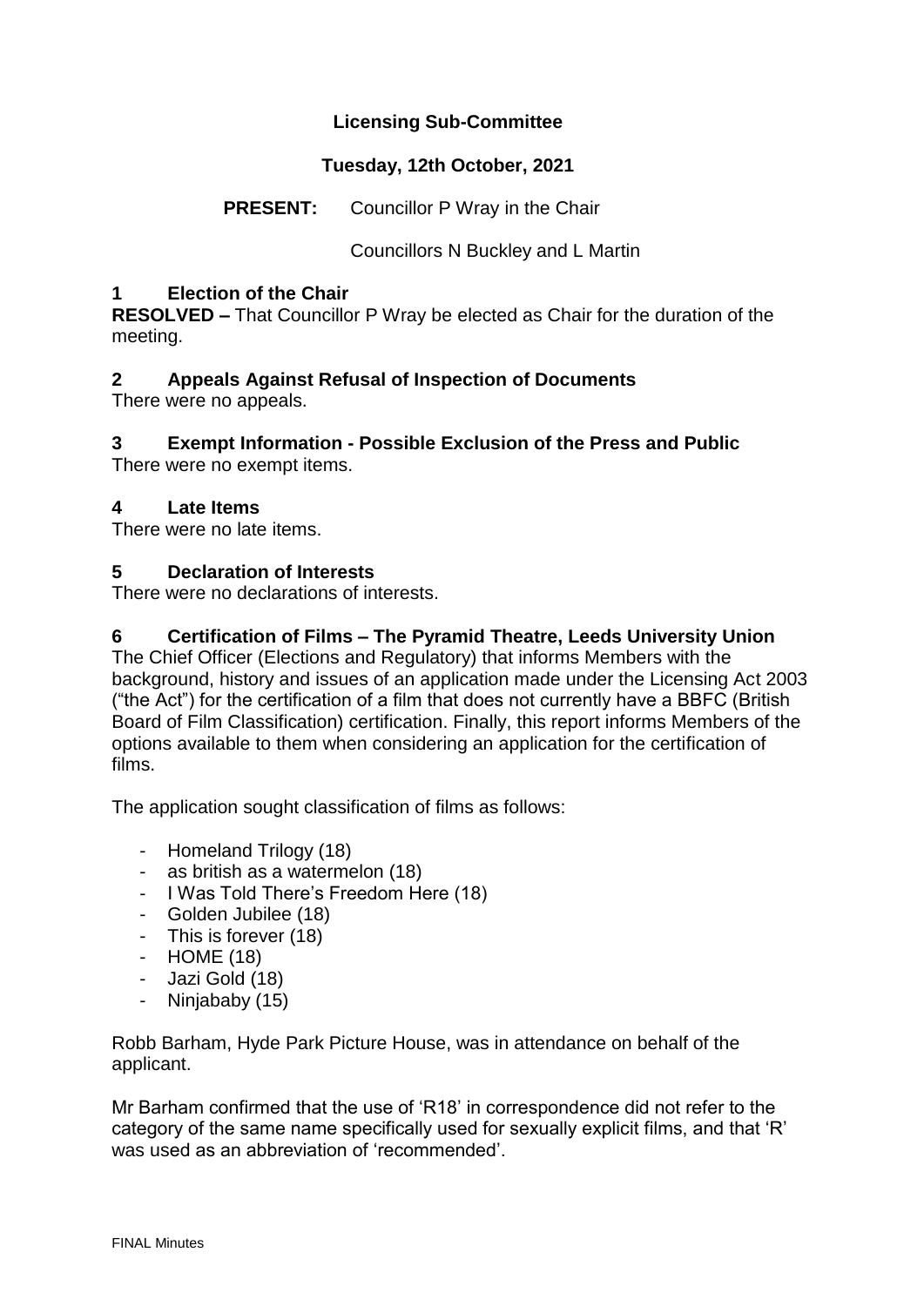# Licensing Sub-Committee

## Tuesday, 12th October, 2021

**PRESENT:** Councillor P Wray in the Chair

Councillors N Buckley and L Martin

### 1 Election of the Chair

**RESOLVED –** That Councillor P Wray be elected as Chair for the duration of the meeting.

### 2 Appeals Against Refusal of Inspection of Documents

There were no appeals.

### 3 Exempt Information - Possible Exclusion of the Press and Public

There were no exempt items.

### 4 Late Items

There were no late items.

### 5 Declaration of Interests

There were no declarations of interests.

### 6 Certification of Films – The Pyramid Theatre, Leeds University Union

The Chief Officer (Elections and Regulatory) that informs Members with the background, history and issues of an application made under the Licensing Act 2003 ("the Act") for the certification of a film that does not currently have a BBFC (British Board of Film Classification) certification. Finally, this report informs Members of the options available to them when considering an application for the certification of films.

The application sought classification of films as follows:

- Homeland Trilogy (18)
- as british as a watermelon (18)
- I Was Told There's Freedom Here (18)
- Golden Jubilee (18)
- This is forever (18)
- HOME (18)
- Jazi Gold (18)
- Ninjababy (15)

Robb Barham, Hyde Park Picture House, was in attendance on behalf of the applicant.

Mr Barham confirmed that the use of 'R18' in correspondence did not refer to the category of the same name specifically used for sexually explicit films, and that 'R' was used as an abbreviation of 'recommended'.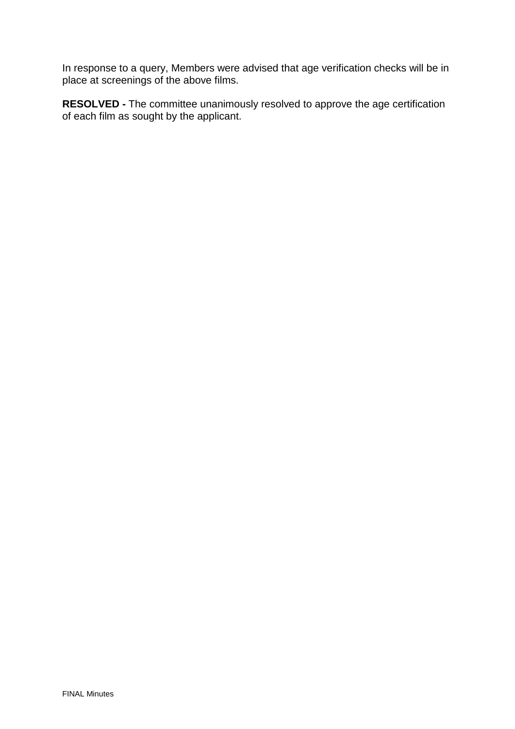In response to a query, Members were advised that age verification checks will be in place at screenings of the above films.

**RESOLVED -** The committee unanimously resolved to approve the age certification of each film as sought by the applicant.